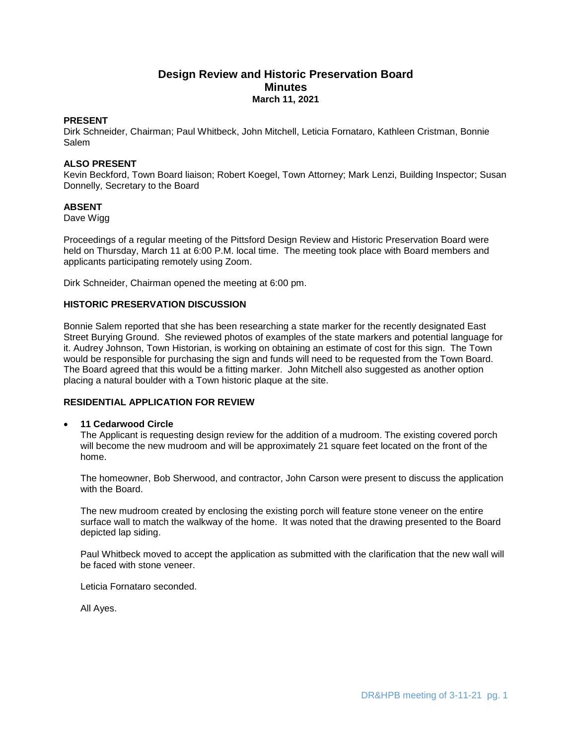# Design Review and Historic Preservation Board
## Minutes
### March 11, 2021

**PRESENT**
Dirk Schneider, Chairman; Paul Whitbeck, John Mitchell, Leticia Fornataro, Kathleen Cristman, Bonnie Salem

**ALSO PRESENT**
Kevin Beckford, Town Board liaison; Robert Koegel, Town Attorney; Mark Lenzi, Building Inspector; Susan Donnelly, Secretary to the Board

**ABSENT**
Dave Wigg

Proceedings of a regular meeting of the Pittsford Design Review and Historic Preservation Board were held on Thursday, March 11 at 6:00 P.M. local time. The meeting took place with Board members and applicants participating remotely using Zoom.

Dirk Schneider, Chairman opened the meeting at 6:00 pm.

**HISTORIC PRESERVATION DISCUSSION**

Bonnie Salem reported that she has been researching a state marker for the recently designated East Street Burying Ground. She reviewed photos of examples of the state markers and potential language for it. Audrey Johnson, Town Historian, is working on obtaining an estimate of cost for this sign. The Town would be responsible for purchasing the sign and funds will need to be requested from the Town Board. The Board agreed that this would be a fitting marker. John Mitchell also suggested as another option placing a natural boulder with a Town historic plaque at the site.

**RESIDENTIAL APPLICATION FOR REVIEW**

- **11 Cedarwood Circle**
  The Applicant is requesting design review for the addition of a mudroom. The existing covered porch will become the new mudroom and will be approximately 21 square feet located on the front of the home.

  The homeowner, Bob Sherwood, and contractor, John Carson were present to discuss the application with the Board.

  The new mudroom created by enclosing the existing porch will feature stone veneer on the entire surface wall to match the walkway of the home. It was noted that the drawing presented to the Board depicted lap siding.

  Paul Whitbeck moved to accept the application as submitted with the clarification that the new wall will be faced with stone veneer.

  Leticia Fornataro seconded.

  All Ayes.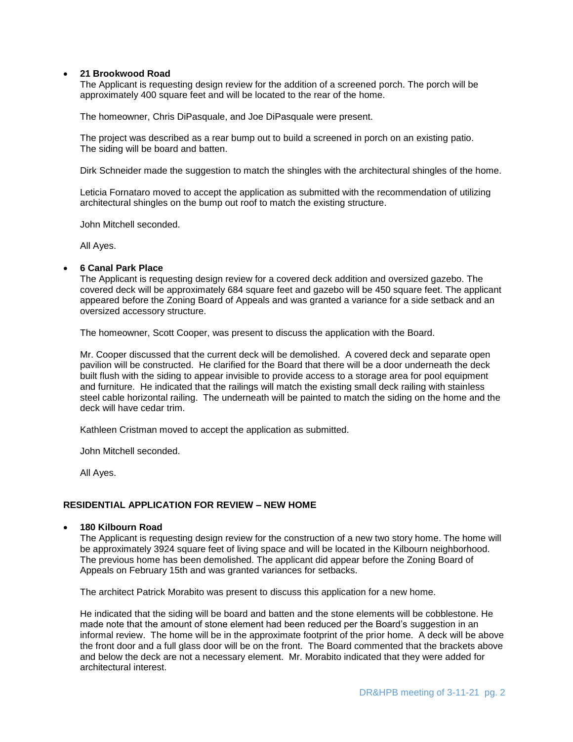- **21 Brookwood Road**

  The Applicant is requesting design review for the addition of a screened porch. The porch will be approximately 400 square feet and will be located to the rear of the home.

  The homeowner, Chris DiPasquale, and Joe DiPasquale were present.

  The project was described as a rear bump out to build a screened in porch on an existing patio. The siding will be board and batten.

  Dirk Schneider made the suggestion to match the shingles with the architectural shingles of the home.

  Leticia Fornataro moved to accept the application as submitted with the recommendation of utilizing architectural shingles on the bump out roof to match the existing structure.

  John Mitchell seconded.

  All Ayes.

- **6 Canal Park Place**

  The Applicant is requesting design review for a covered deck addition and oversized gazebo. The covered deck will be approximately 684 square feet and gazebo will be 450 square feet. The applicant appeared before the Zoning Board of Appeals and was granted a variance for a side setback and an oversized accessory structure.

  The homeowner, Scott Cooper, was present to discuss the application with the Board.

  Mr. Cooper discussed that the current deck will be demolished. A covered deck and separate open pavilion will be constructed. He clarified for the Board that there will be a door underneath the deck built flush with the siding to appear invisible to provide access to a storage area for pool equipment and furniture. He indicated that the railings will match the existing small deck railing with stainless steel cable horizontal railing. The underneath will be painted to match the siding on the home and the deck will have cedar trim.

  Kathleen Cristman moved to accept the application as submitted.

  John Mitchell seconded.

  All Ayes.

## RESIDENTIAL APPLICATION FOR REVIEW – NEW HOME

- **180 Kilbourn Road**

  The Applicant is requesting design review for the construction of a new two story home. The home will be approximately 3924 square feet of living space and will be located in the Kilbourn neighborhood. The previous home has been demolished. The applicant did appear before the Zoning Board of Appeals on February 15th and was granted variances for setbacks.

  The architect Patrick Morabito was present to discuss this application for a new home.

  He indicated that the siding will be board and batten and the stone elements will be cobblestone. He made note that the amount of stone element had been reduced per the Board's suggestion in an informal review. The home will be in the approximate footprint of the prior home. A deck will be above the front door and a full glass door will be on the front. The Board commented that the brackets above and below the deck are not a necessary element. Mr. Morabito indicated that they were added for architectural interest.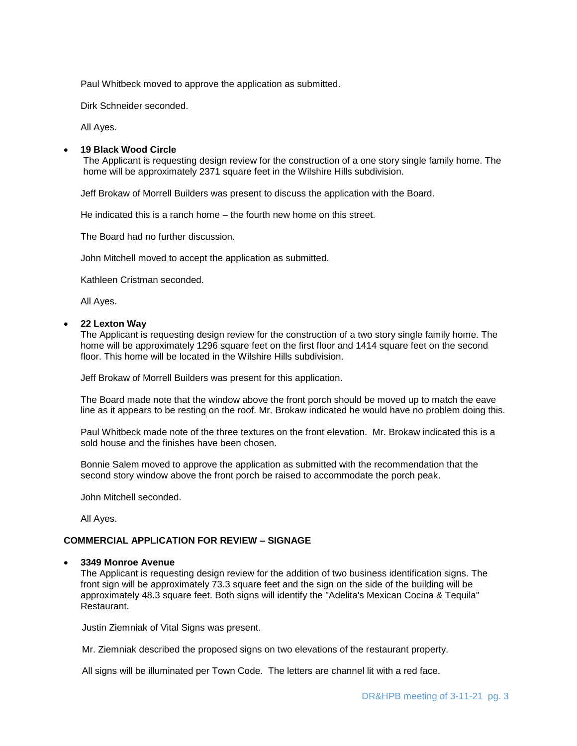Paul Whitbeck moved to approve the application as submitted.

Dirk Schneider seconded.

All Ayes.

- **19 Black Wood Circle**
  The Applicant is requesting design review for the construction of a one story single family home. The home will be approximately 2371 square feet in the Wilshire Hills subdivision.

  Jeff Brokaw of Morrell Builders was present to discuss the application with the Board.

  He indicated this is a ranch home – the fourth new home on this street.

  The Board had no further discussion.

  John Mitchell moved to accept the application as submitted.

  Kathleen Cristman seconded.

  All Ayes.

- **22 Lexton Way**
  The Applicant is requesting design review for the construction of a two story single family home. The home will be approximately 1296 square feet on the first floor and 1414 square feet on the second floor. This home will be located in the Wilshire Hills subdivision.

  Jeff Brokaw of Morrell Builders was present for this application.

  The Board made note that the window above the front porch should be moved up to match the eave line as it appears to be resting on the roof. Mr. Brokaw indicated he would have no problem doing this.

  Paul Whitbeck made note of the three textures on the front elevation. Mr. Brokaw indicated this is a sold house and the finishes have been chosen.

  Bonnie Salem moved to approve the application as submitted with the recommendation that the second story window above the front porch be raised to accommodate the porch peak.

  John Mitchell seconded.

  All Ayes.

**COMMERCIAL APPLICATION FOR REVIEW – SIGNAGE**

- **3349 Monroe Avenue**
  The Applicant is requesting design review for the addition of two business identification signs. The front sign will be approximately 73.3 square feet and the sign on the side of the building will be approximately 48.3 square feet. Both signs will identify the "Adelita's Mexican Cocina & Tequila" Restaurant.

  Justin Ziemniak of Vital Signs was present.

  Mr. Ziemniak described the proposed signs on two elevations of the restaurant property.

  All signs will be illuminated per Town Code. The letters are channel lit with a red face.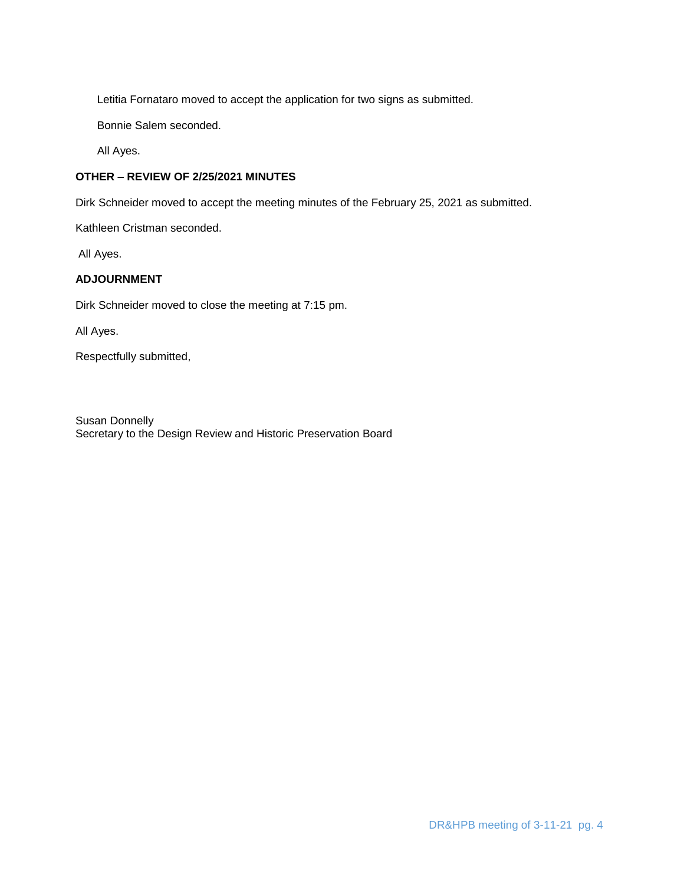Letitia Fornataro moved to accept the application for two signs as submitted.

Bonnie Salem seconded.

All Ayes.

**OTHER – REVIEW OF 2/25/2021 MINUTES**

Dirk Schneider moved to accept the meeting minutes of the February 25, 2021 as submitted.

Kathleen Cristman seconded.

All Ayes.

**ADJOURNMENT**

Dirk Schneider moved to close the meeting at 7:15 pm.

All Ayes.

Respectfully submitted,

Susan Donnelly
Secretary to the Design Review and Historic Preservation Board